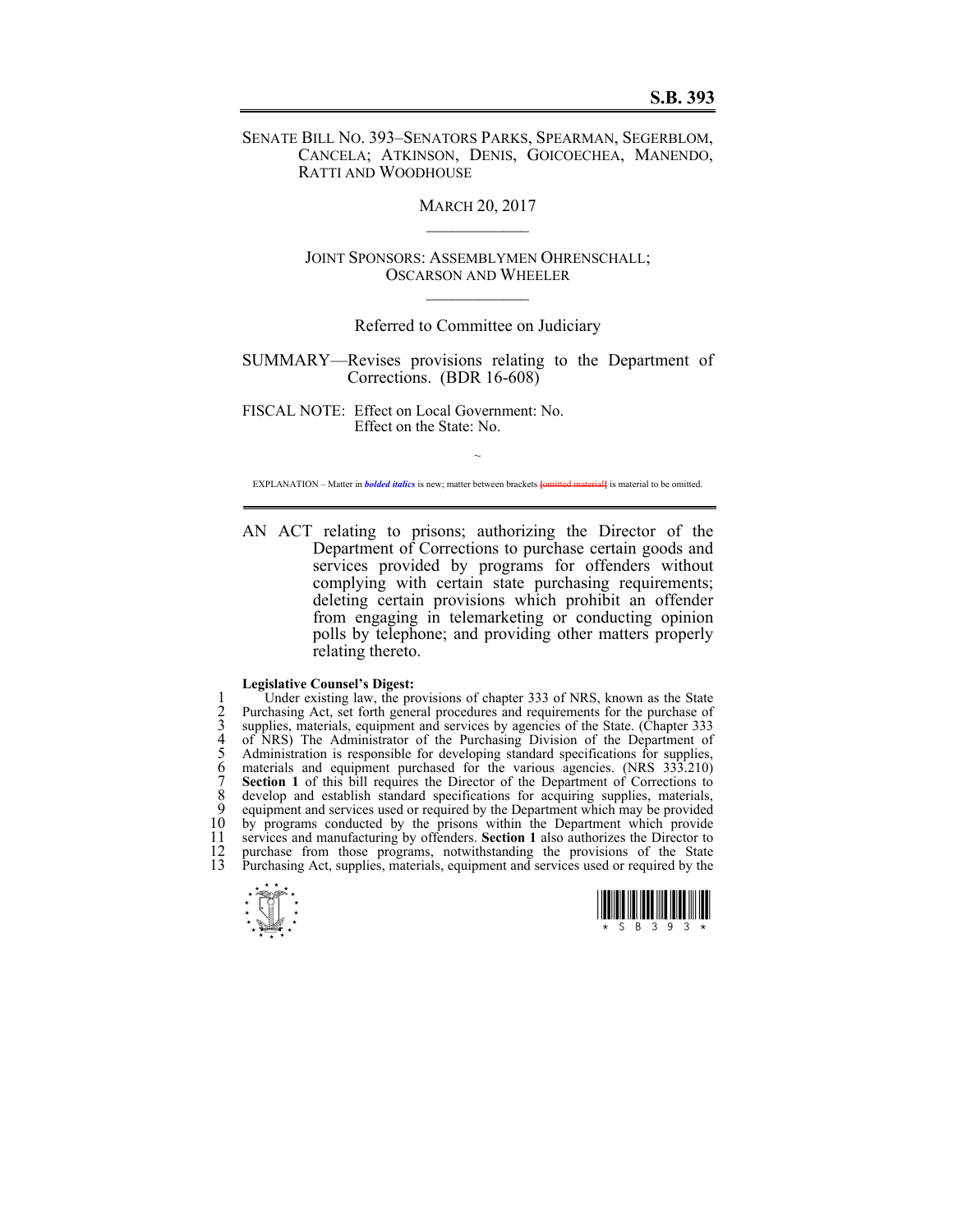# S.B. 393

SENATE BILL NO. 393–SENATORS PARKS, SPEARMAN, SEGERBLOM, CANCELA; ATKINSON, DENIS, GOICOECHEA, MANENDO, RATTI AND WOODHOUSE

MARCH 20, 2017

JOINT SPONSORS: ASSEMBLYMEN OHRENSCHALL; OSCARSON AND WHEELER

Referred to Committee on Judiciary

SUMMARY—Revises provisions relating to the Department of Corrections. (BDR 16-608)

FISCAL NOTE: Effect on Local Government: No.
Effect on the State: No.

~

EXPLANATION – Matter in ***bolded italics*** is new; matter between brackets [~~omitted material~~] is material to be omitted.

AN ACT relating to prisons; authorizing the Director of the Department of Corrections to purchase certain goods and services provided by programs for offenders without complying with certain state purchasing requirements; deleting certain provisions which prohibit an offender from engaging in telemarketing or conducting opinion polls by telephone; and providing other matters properly relating thereto.

**Legislative Counsel's Digest:**

Under existing law, the provisions of chapter 333 of NRS, known as the State Purchasing Act, set forth general procedures and requirements for the purchase of supplies, materials, equipment and services by agencies of the State. (Chapter 333 of NRS) The Administrator of the Purchasing Division of the Department of Administration is responsible for developing standard specifications for supplies, materials and equipment purchased for the various agencies. (NRS 333.210) **Section 1** of this bill requires the Director of the Department of Corrections to develop and establish standard specifications for acquiring supplies, materials, equipment and services used or required by the Department which may be provided by programs conducted by the prisons within the Department which provide services and manufacturing by offenders. **Section 1** also authorizes the Director to purchase from those programs, notwithstanding the provisions of the State Purchasing Act, supplies, materials, equipment and services used or required by the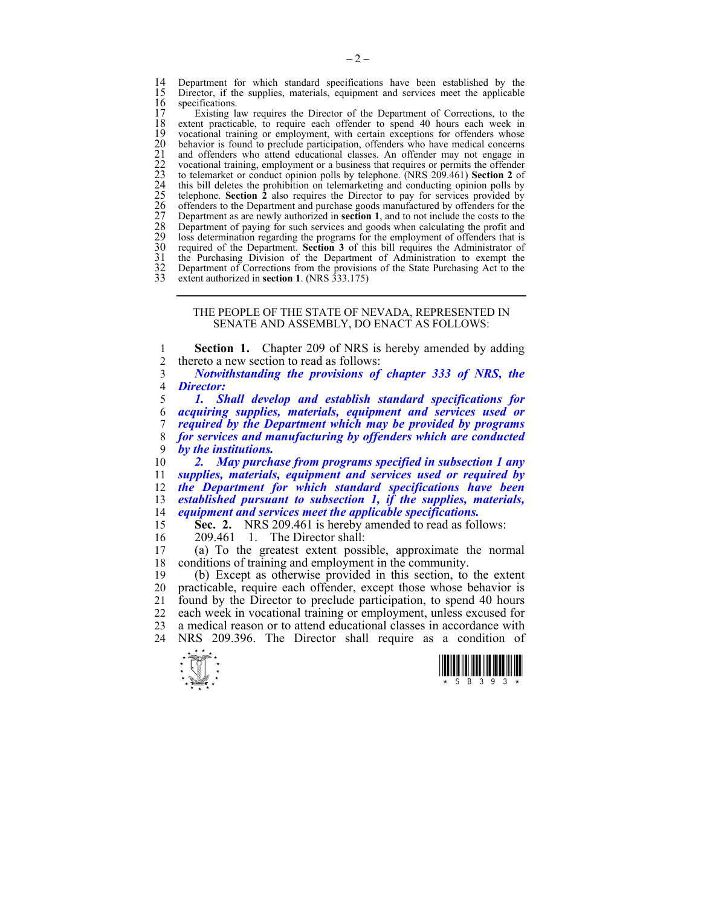Department for which standard specifications have been established by the Director, if the supplies, materials, equipment and services meet the applicable specifications.

Existing law requires the Director of the Department of Corrections, to the extent practicable, to require each offender to spend 40 hours each week in vocational training or employment, with certain exceptions for offenders whose behavior is found to preclude participation, offenders who have medical concerns and offenders who attend educational classes. An offender may not engage in vocational training, employment or a business that requires or permits the offender to telemarket or conduct opinion polls by telephone. (NRS 209.461) **Section 2** of this bill deletes the prohibition on telemarketing and conducting opinion polls by telephone. **Section 2** also requires the Director to pay for services provided by offenders to the Department and purchase goods manufactured by offenders for the Department as are newly authorized in **section 1**, and to not include the costs to the Department of paying for such services and goods when calculating the profit and loss determination regarding the programs for the employment of offenders that is required of the Department. **Section 3** of this bill requires the Administrator of the Purchasing Division of the Department of Administration to exempt the Department of Corrections from the provisions of the State Purchasing Act to the extent authorized in **section 1**. (NRS 333.175)

---

THE PEOPLE OF THE STATE OF NEVADA, REPRESENTED IN SENATE AND ASSEMBLY, DO ENACT AS FOLLOWS:

**Section 1.** Chapter 209 of NRS is hereby amended by adding thereto a new section to read as follows:

***Notwithstanding the provisions of chapter 333 of NRS, the Director:***

***1. Shall develop and establish standard specifications for acquiring supplies, materials, equipment and services used or required by the Department which may be provided by programs for services and manufacturing by offenders which are conducted by the institutions.***

***2. May purchase from programs specified in subsection 1 any supplies, materials, equipment and services used or required by the Department for which standard specifications have been established pursuant to subsection 1, if the supplies, materials, equipment and services meet the applicable specifications.***

**Sec. 2.** NRS 209.461 is hereby amended to read as follows:

209.461 1. The Director shall:

(a) To the greatest extent possible, approximate the normal conditions of training and employment in the community.

(b) Except as otherwise provided in this section, to the extent practicable, require each offender, except those whose behavior is found by the Director to preclude participation, to spend 40 hours each week in vocational training or employment, unless excused for a medical reason or to attend educational classes in accordance with NRS 209.396. The Director shall require as a condition of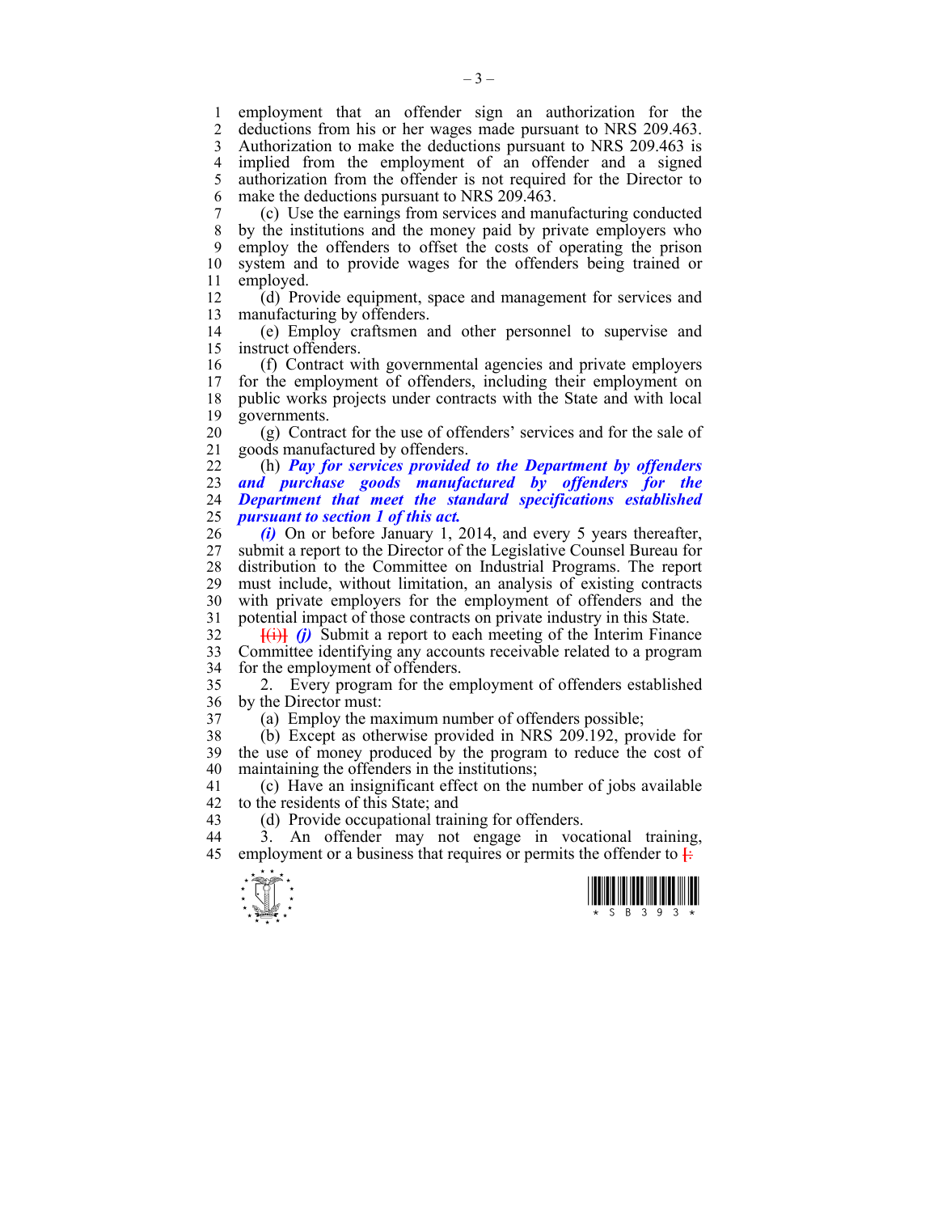employment that an offender sign an authorization for the deductions from his or her wages made pursuant to NRS 209.463. Authorization to make the deductions pursuant to NRS 209.463 is implied from the employment of an offender and a signed authorization from the offender is not required for the Director to make the deductions pursuant to NRS 209.463.

(c) Use the earnings from services and manufacturing conducted by the institutions and the money paid by private employers who employ the offenders to offset the costs of operating the prison system and to provide wages for the offenders being trained or employed.

(d) Provide equipment, space and management for services and manufacturing by offenders.

(e) Employ craftsmen and other personnel to supervise and instruct offenders.

(f) Contract with governmental agencies and private employers for the employment of offenders, including their employment on public works projects under contracts with the State and with local governments.

(g) Contract for the use of offenders' services and for the sale of goods manufactured by offenders.

(h) ***Pay for services provided to the Department by offenders and purchase goods manufactured by offenders for the Department that meet the standard specifications established pursuant to section 1 of this act.***

***(i)*** On or before January 1, 2014, and every 5 years thereafter, submit a report to the Director of the Legislative Counsel Bureau for distribution to the Committee on Industrial Programs. The report must include, without limitation, an analysis of existing contracts with private employers for the employment of offenders and the potential impact of those contracts on private industry in this State.

~~[(i)]~~ ***(j)*** Submit a report to each meeting of the Interim Finance Committee identifying any accounts receivable related to a program for the employment of offenders.

2. Every program for the employment of offenders established by the Director must:

(a) Employ the maximum number of offenders possible;

(b) Except as otherwise provided in NRS 209.192, provide for the use of money produced by the program to reduce the cost of maintaining the offenders in the institutions;

(c) Have an insignificant effect on the number of jobs available to the residents of this State; and

(d) Provide occupational training for offenders.

3. An offender may not engage in vocational training, employment or a business that requires or permits the offender to ~~[:~~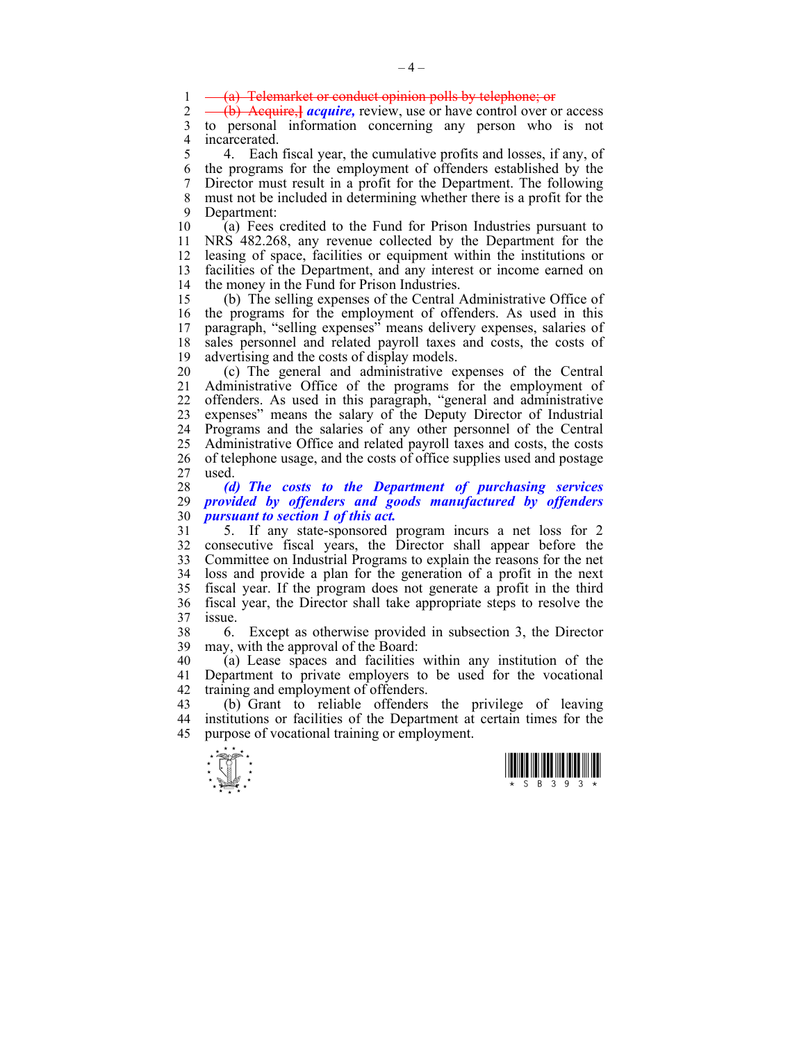~~(a) Telemarket or conduct opinion polls by telephone; or~~

~~(b) Acquire,]~~ ***acquire,*** review, use or have control over or access to personal information concerning any person who is not incarcerated.

4. Each fiscal year, the cumulative profits and losses, if any, of the programs for the employment of offenders established by the Director must result in a profit for the Department. The following must not be included in determining whether there is a profit for the Department:

(a) Fees credited to the Fund for Prison Industries pursuant to NRS 482.268, any revenue collected by the Department for the leasing of space, facilities or equipment within the institutions or facilities of the Department, and any interest or income earned on the money in the Fund for Prison Industries.

(b) The selling expenses of the Central Administrative Office of the programs for the employment of offenders. As used in this paragraph, "selling expenses" means delivery expenses, salaries of sales personnel and related payroll taxes and costs, the costs of advertising and the costs of display models.

(c) The general and administrative expenses of the Central Administrative Office of the programs for the employment of offenders. As used in this paragraph, "general and administrative expenses" means the salary of the Deputy Director of Industrial Programs and the salaries of any other personnel of the Central Administrative Office and related payroll taxes and costs, the costs of telephone usage, and the costs of office supplies used and postage used.

***(d) The costs to the Department of purchasing services provided by offenders and goods manufactured by offenders pursuant to section 1 of this act.***

5. If any state-sponsored program incurs a net loss for 2 consecutive fiscal years, the Director shall appear before the Committee on Industrial Programs to explain the reasons for the net loss and provide a plan for the generation of a profit in the next fiscal year. If the program does not generate a profit in the third fiscal year, the Director shall take appropriate steps to resolve the issue.

6. Except as otherwise provided in subsection 3, the Director may, with the approval of the Board:

(a) Lease spaces and facilities within any institution of the Department to private employers to be used for the vocational training and employment of offenders.

(b) Grant to reliable offenders the privilege of leaving institutions or facilities of the Department at certain times for the purpose of vocational training or employment.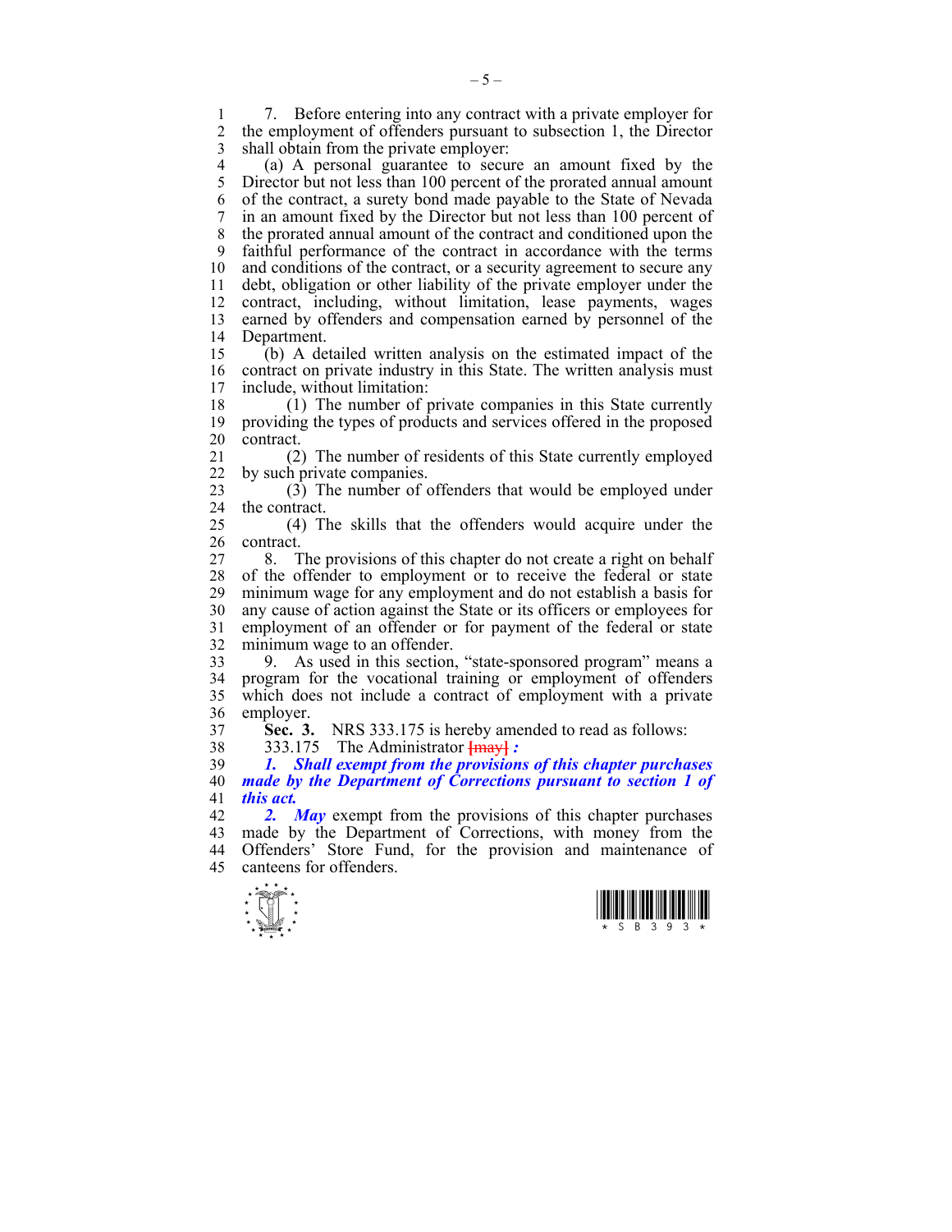7. Before entering into any contract with a private employer for the employment of offenders pursuant to subsection 1, the Director shall obtain from the private employer:

(a) A personal guarantee to secure an amount fixed by the Director but not less than 100 percent of the prorated annual amount of the contract, a surety bond made payable to the State of Nevada in an amount fixed by the Director but not less than 100 percent of the prorated annual amount of the contract and conditioned upon the faithful performance of the contract in accordance with the terms and conditions of the contract, or a security agreement to secure any debt, obligation or other liability of the private employer under the contract, including, without limitation, lease payments, wages earned by offenders and compensation earned by personnel of the Department.

(b) A detailed written analysis on the estimated impact of the contract on private industry in this State. The written analysis must include, without limitation:

(1) The number of private companies in this State currently providing the types of products and services offered in the proposed contract.

(2) The number of residents of this State currently employed by such private companies.

(3) The number of offenders that would be employed under the contract.

(4) The skills that the offenders would acquire under the contract.

8. The provisions of this chapter do not create a right on behalf of the offender to employment or to receive the federal or state minimum wage for any employment and do not establish a basis for any cause of action against the State or its officers or employees for employment of an offender or for payment of the federal or state minimum wage to an offender.

9. As used in this section, "state-sponsored program" means a program for the vocational training or employment of offenders which does not include a contract of employment with a private employer.

**Sec. 3.** NRS 333.175 is hereby amended to read as follows:

333.175 The Administrator ~~[may]~~ ***:***

***1. Shall exempt from the provisions of this chapter purchases made by the Department of Corrections pursuant to section 1 of this act.***

***2. May*** exempt from the provisions of this chapter purchases made by the Department of Corrections, with money from the Offenders' Store Fund, for the provision and maintenance of canteens for offenders.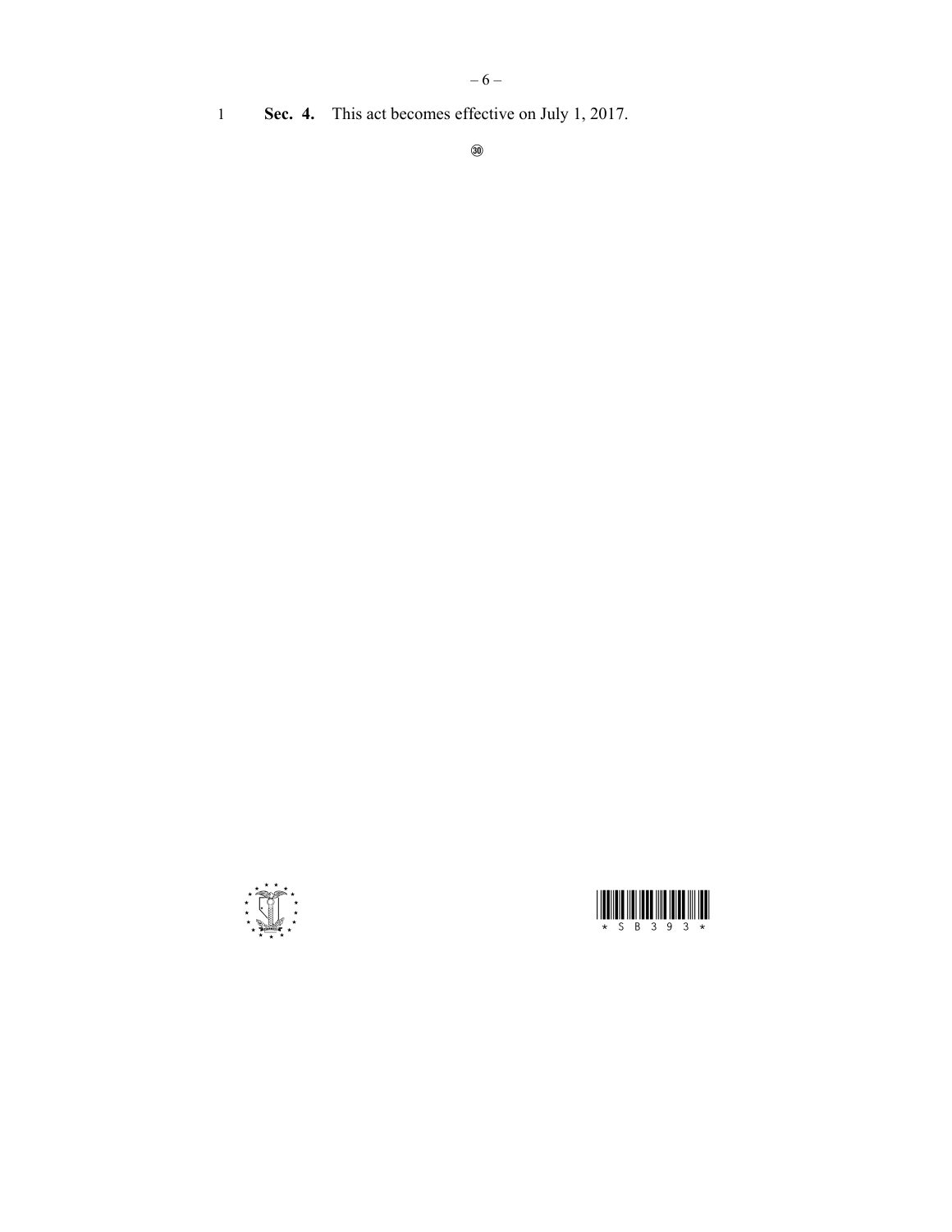**Sec. 4.** This act becomes effective on July 1, 2017.

⑩